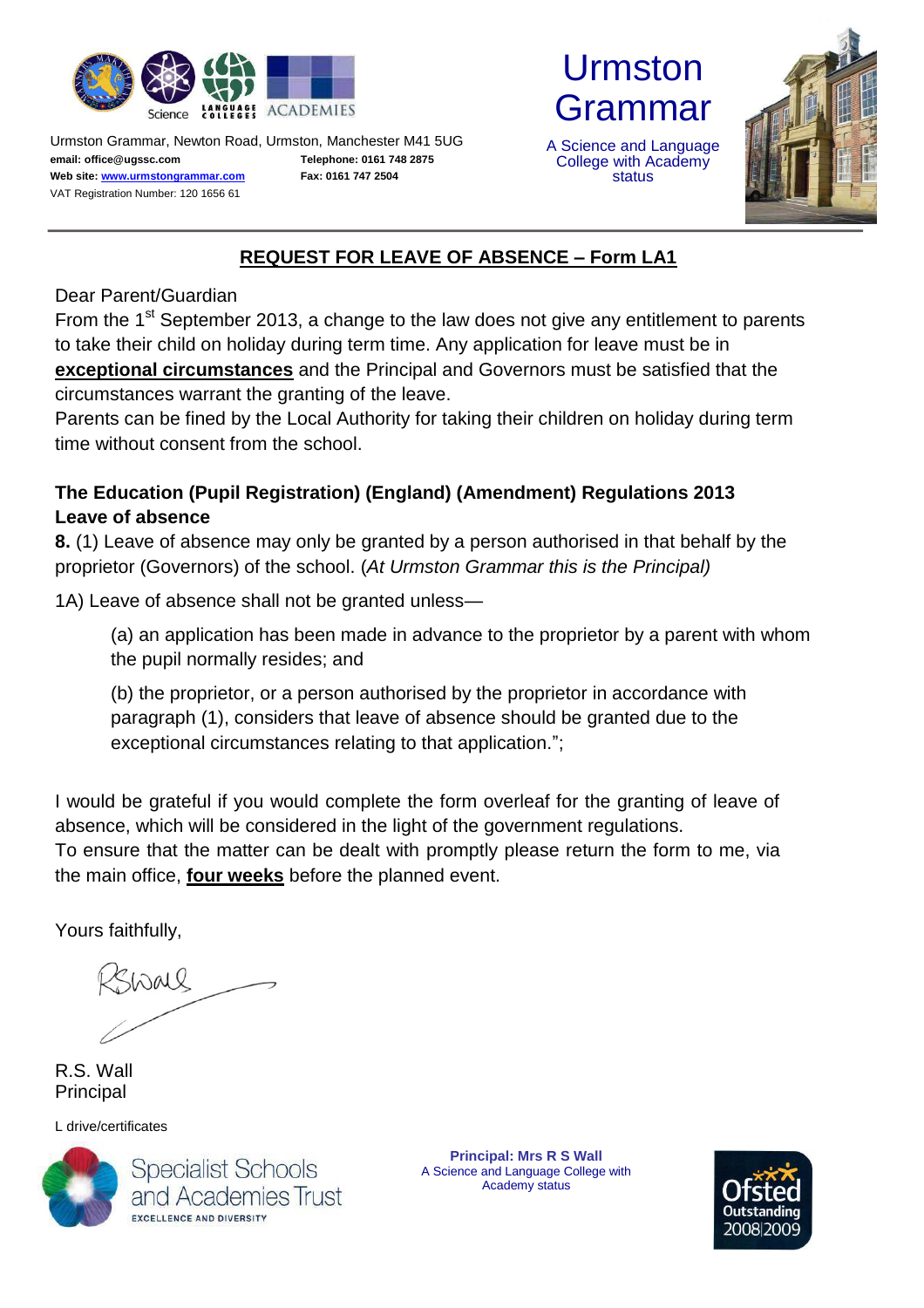Urmston Grammar, Newton Road, Urmston, Manchester M41 5UG
**email: office@ugssc.com** **Telephone: 0161 748 2875**
**Web site: www.urmstongrammar.com** **Fax: 0161 747 2504**
VAT Registration Number: 120 1656 61

# Urmston Grammar

A Science and Language College with Academy status

## REQUEST FOR LEAVE OF ABSENCE – Form LA1

Dear Parent/Guardian

From the 1st September 2013, a change to the law does not give any entitlement to parents to take their child on holiday during term time. Any application for leave must be in **exceptional circumstances** and the Principal and Governors must be satisfied that the circumstances warrant the granting of the leave.

Parents can be fined by the Local Authority for taking their children on holiday during term time without consent from the school.

**The Education (Pupil Registration) (England) (Amendment) Regulations 2013**
**Leave of absence**

**8.** (1) Leave of absence may only be granted by a person authorised in that behalf by the proprietor (Governors) of the school. (*At Urmston Grammar this is the Principal)*

1A) Leave of absence shall not be granted unless—

> (a) an application has been made in advance to the proprietor by a parent with whom the pupil normally resides; and
>
> (b) the proprietor, or a person authorised by the proprietor in accordance with paragraph (1), considers that leave of absence should be granted due to the exceptional circumstances relating to that application.";

I would be grateful if you would complete the form overleaf for the granting of leave of absence, which will be considered in the light of the government regulations.

To ensure that the matter can be dealt with promptly please return the form to me, via the main office, **four weeks** before the planned event.

Yours faithfully,

RSWall

R.S. Wall
Principal

L drive/certificates

Specialist Schools and Academies Trust
EXCELLENCE AND DIVERSITY

**Principal: Mrs R S Wall**
A Science and Language College with Academy status

Ofsted Outstanding 2008|2009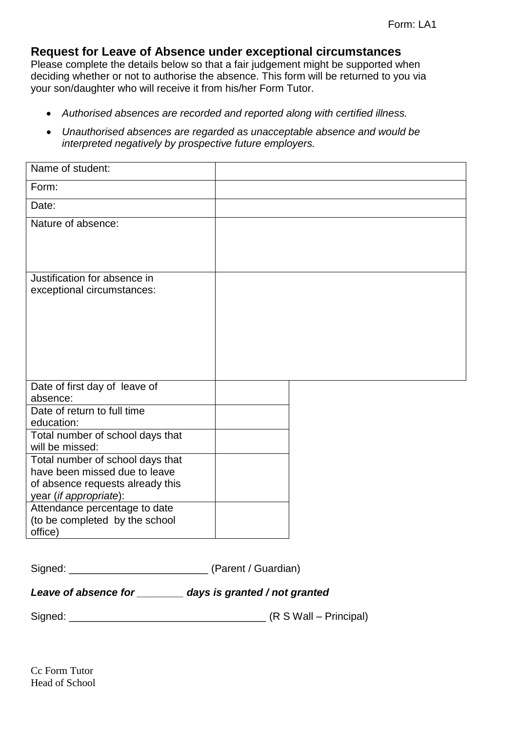Form: LA1

## Request for Leave of Absence under exceptional circumstances

Please complete the details below so that a fair judgement might be supported when deciding whether or not to authorise the absence. This form will be returned to you via your son/daughter who will receive it from his/her Form Tutor.

- *Authorised absences are recorded and reported along with certified illness.*
- *Unauthorised absences are regarded as unacceptable absence and would be interpreted negatively by prospective future employers.*

| | |
|---|---|
| Name of student: | |
| Form: | |
| Date: | |
| Nature of absence: | |
| Justification for absence in exceptional circumstances: | |
| Date of first day of leave of absence: | |
| Date of return to full time education: | |
| Total number of school days that will be missed: | |
| Total number of school days that have been missed due to leave of absence requests already this year (*if appropriate*): | |
| Attendance percentage to date (to be completed by the school office) | |

Signed: ________________________ (Parent / Guardian)

***Leave of absence for ________ days is granted / not granted***

Signed: __________________________________ (R S Wall – Principal)

Cc Form Tutor
Head of School